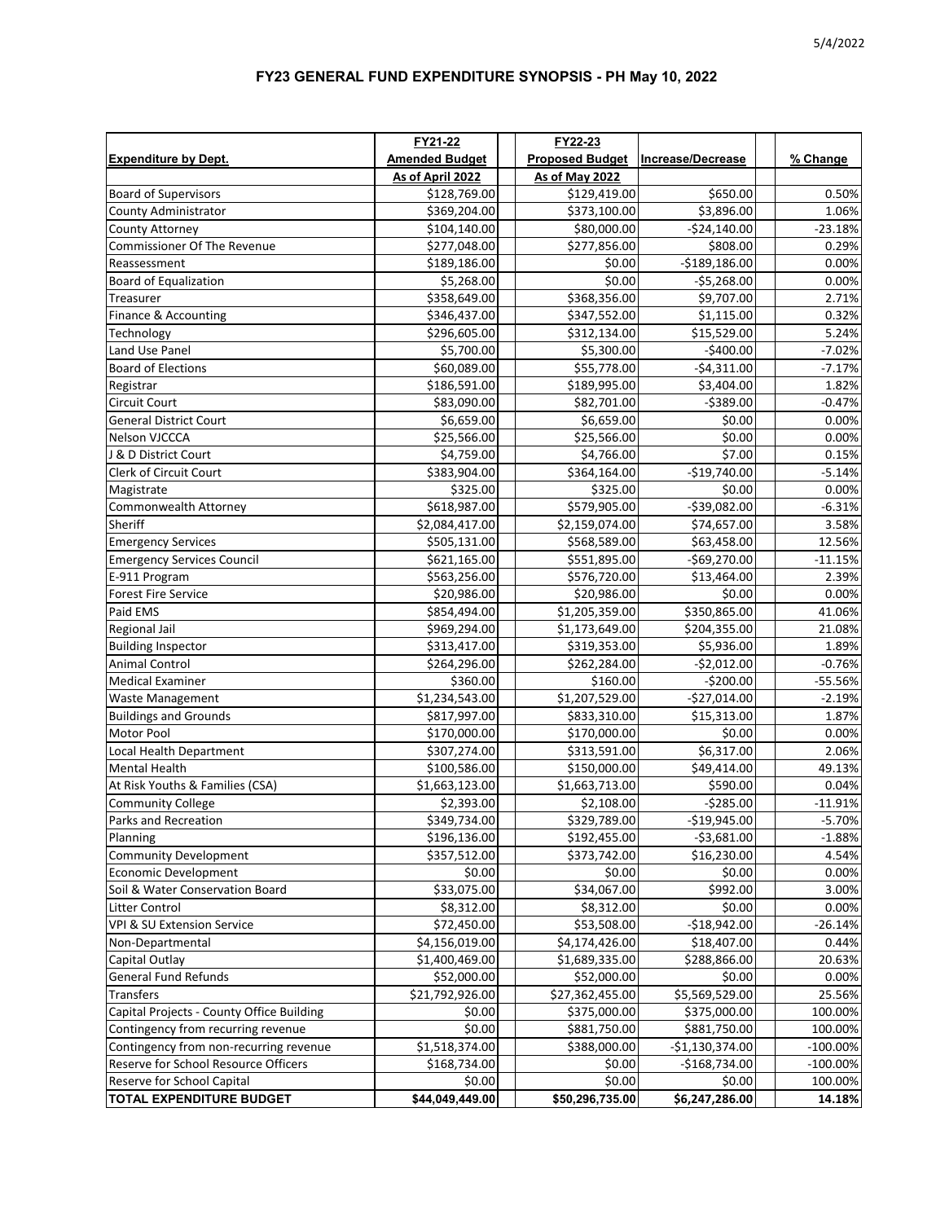# FY23 GENERAL FUND EXPENDITURE SYNOPSIS - PH May 10, 2022

| Expenditure by Dept. | FY21-22 Amended Budget As of April 2022 | FY22-23 Proposed Budget As of May 2022 | Increase/Decrease | % Change |
|---|---|---|---|---|
| Board of Supervisors | $128,769.00 | $129,419.00 | $650.00 | 0.50% |
| County Administrator | $369,204.00 | $373,100.00 | $3,896.00 | 1.06% |
| County Attorney | $104,140.00 | $80,000.00 | -$24,140.00 | -23.18% |
| Commissioner Of The Revenue | $277,048.00 | $277,856.00 | $808.00 | 0.29% |
| Reassessment | $189,186.00 | $0.00 | -$189,186.00 | 0.00% |
| Board of Equalization | $5,268.00 | $0.00 | -$5,268.00 | 0.00% |
| Treasurer | $358,649.00 | $368,356.00 | $9,707.00 | 2.71% |
| Finance & Accounting | $346,437.00 | $347,552.00 | $1,115.00 | 0.32% |
| Technology | $296,605.00 | $312,134.00 | $15,529.00 | 5.24% |
| Land Use Panel | $5,700.00 | $5,300.00 | -$400.00 | -7.02% |
| Board of Elections | $60,089.00 | $55,778.00 | -$4,311.00 | -7.17% |
| Registrar | $186,591.00 | $189,995.00 | $3,404.00 | 1.82% |
| Circuit Court | $83,090.00 | $82,701.00 | -$389.00 | -0.47% |
| General District Court | $6,659.00 | $6,659.00 | $0.00 | 0.00% |
| Nelson VJCCCA | $25,566.00 | $25,566.00 | $0.00 | 0.00% |
| J & D District Court | $4,759.00 | $4,766.00 | $7.00 | 0.15% |
| Clerk of Circuit Court | $383,904.00 | $364,164.00 | -$19,740.00 | -5.14% |
| Magistrate | $325.00 | $325.00 | $0.00 | 0.00% |
| Commonwealth Attorney | $618,987.00 | $579,905.00 | -$39,082.00 | -6.31% |
| Sheriff | $2,084,417.00 | $2,159,074.00 | $74,657.00 | 3.58% |
| Emergency Services | $505,131.00 | $568,589.00 | $63,458.00 | 12.56% |
| Emergency Services Council | $621,165.00 | $551,895.00 | -$69,270.00 | -11.15% |
| E-911 Program | $563,256.00 | $576,720.00 | $13,464.00 | 2.39% |
| Forest Fire Service | $20,986.00 | $20,986.00 | $0.00 | 0.00% |
| Paid EMS | $854,494.00 | $1,205,359.00 | $350,865.00 | 41.06% |
| Regional Jail | $969,294.00 | $1,173,649.00 | $204,355.00 | 21.08% |
| Building Inspector | $313,417.00 | $319,353.00 | $5,936.00 | 1.89% |
| Animal Control | $264,296.00 | $262,284.00 | -$2,012.00 | -0.76% |
| Medical Examiner | $360.00 | $160.00 | -$200.00 | -55.56% |
| Waste Management | $1,234,543.00 | $1,207,529.00 | -$27,014.00 | -2.19% |
| Buildings and Grounds | $817,997.00 | $833,310.00 | $15,313.00 | 1.87% |
| Motor Pool | $170,000.00 | $170,000.00 | $0.00 | 0.00% |
| Local Health Department | $307,274.00 | $313,591.00 | $6,317.00 | 2.06% |
| Mental Health | $100,586.00 | $150,000.00 | $49,414.00 | 49.13% |
| At Risk Youths & Families (CSA) | $1,663,123.00 | $1,663,713.00 | $590.00 | 0.04% |
| Community College | $2,393.00 | $2,108.00 | -$285.00 | -11.91% |
| Parks and Recreation | $349,734.00 | $329,789.00 | -$19,945.00 | -5.70% |
| Planning | $196,136.00 | $192,455.00 | -$3,681.00 | -1.88% |
| Community Development | $357,512.00 | $373,742.00 | $16,230.00 | 4.54% |
| Economic Development | $0.00 | $0.00 | $0.00 | 0.00% |
| Soil & Water Conservation Board | $33,075.00 | $34,067.00 | $992.00 | 3.00% |
| Litter Control | $8,312.00 | $8,312.00 | $0.00 | 0.00% |
| VPI & SU Extension Service | $72,450.00 | $53,508.00 | -$18,942.00 | -26.14% |
| Non-Departmental | $4,156,019.00 | $4,174,426.00 | $18,407.00 | 0.44% |
| Capital Outlay | $1,400,469.00 | $1,689,335.00 | $288,866.00 | 20.63% |
| General Fund Refunds | $52,000.00 | $52,000.00 | $0.00 | 0.00% |
| Transfers | $21,792,926.00 | $27,362,455.00 | $5,569,529.00 | 25.56% |
| Capital Projects - County Office Building | $0.00 | $375,000.00 | $375,000.00 | 100.00% |
| Contingency from recurring revenue | $0.00 | $881,750.00 | $881,750.00 | 100.00% |
| Contingency from non-recurring revenue | $1,518,374.00 | $388,000.00 | -$1,130,374.00 | -100.00% |
| Reserve for School Resource Officers | $168,734.00 | $0.00 | -$168,734.00 | -100.00% |
| Reserve for School Capital | $0.00 | $0.00 | $0.00 | 100.00% |
| **TOTAL EXPENDITURE BUDGET** | **$44,049,449.00** | **$50,296,735.00** | **$6,247,286.00** | **14.18%** |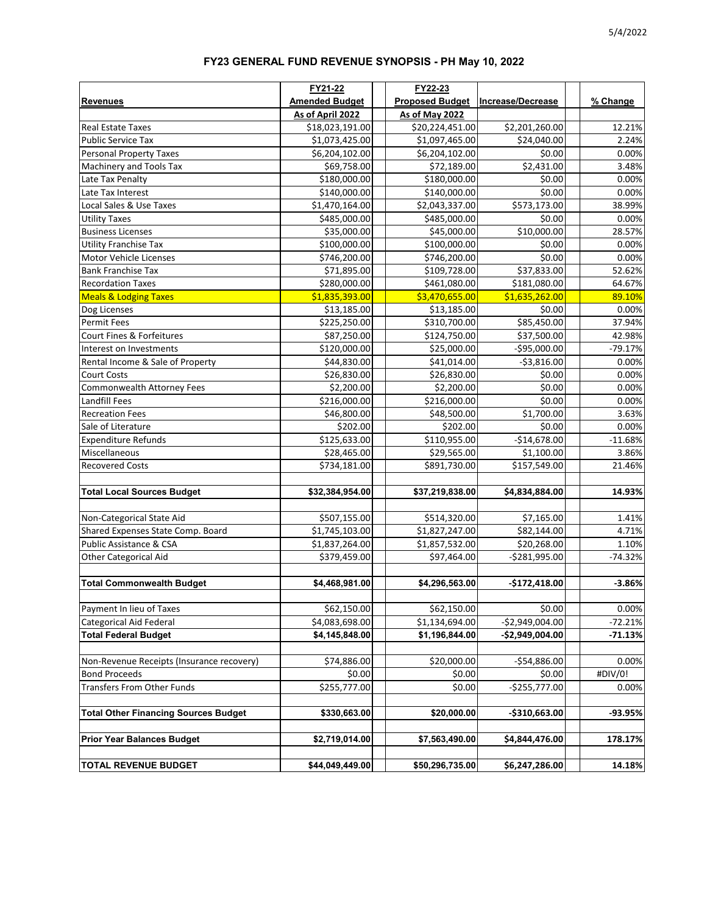# FY23 GENERAL FUND REVENUE SYNOPSIS - PH May 10, 2022

| Revenues | FY21-22 Amended Budget As of April 2022 | FY22-23 Proposed Budget As of May 2022 | Increase/Decrease | % Change |
|---|---|---|---|---|
| Real Estate Taxes | $18,023,191.00 | $20,224,451.00 | $2,201,260.00 | 12.21% |
| Public Service Tax | $1,073,425.00 | $1,097,465.00 | $24,040.00 | 2.24% |
| Personal Property Taxes | $6,204,102.00 | $6,204,102.00 | $0.00 | 0.00% |
| Machinery and Tools Tax | $69,758.00 | $72,189.00 | $2,431.00 | 3.48% |
| Late Tax Penalty | $180,000.00 | $180,000.00 | $0.00 | 0.00% |
| Late Tax Interest | $140,000.00 | $140,000.00 | $0.00 | 0.00% |
| Local Sales & Use Taxes | $1,470,164.00 | $2,043,337.00 | $573,173.00 | 38.99% |
| Utility Taxes | $485,000.00 | $485,000.00 | $0.00 | 0.00% |
| Business Licenses | $35,000.00 | $45,000.00 | $10,000.00 | 28.57% |
| Utility Franchise Tax | $100,000.00 | $100,000.00 | $0.00 | 0.00% |
| Motor Vehicle Licenses | $746,200.00 | $746,200.00 | $0.00 | 0.00% |
| Bank Franchise Tax | $71,895.00 | $109,728.00 | $37,833.00 | 52.62% |
| Recordation Taxes | $280,000.00 | $461,080.00 | $181,080.00 | 64.67% |
| Meals & Lodging Taxes | $1,835,393.00 | $3,470,655.00 | $1,635,262.00 | 89.10% |
| Dog Licenses | $13,185.00 | $13,185.00 | $0.00 | 0.00% |
| Permit Fees | $225,250.00 | $310,700.00 | $85,450.00 | 37.94% |
| Court Fines & Forfeitures | $87,250.00 | $124,750.00 | $37,500.00 | 42.98% |
| Interest on Investments | $120,000.00 | $25,000.00 | -$95,000.00 | -79.17% |
| Rental Income & Sale of Property | $44,830.00 | $41,014.00 | -$3,816.00 | 0.00% |
| Court Costs | $26,830.00 | $26,830.00 | $0.00 | 0.00% |
| Commonwealth Attorney Fees | $2,200.00 | $2,200.00 | $0.00 | 0.00% |
| Landfill Fees | $216,000.00 | $216,000.00 | $0.00 | 0.00% |
| Recreation Fees | $46,800.00 | $48,500.00 | $1,700.00 | 3.63% |
| Sale of Literature | $202.00 | $202.00 | $0.00 | 0.00% |
| Expenditure Refunds | $125,633.00 | $110,955.00 | -$14,678.00 | -11.68% |
| Miscellaneous | $28,465.00 | $29,565.00 | $1,100.00 | 3.86% |
| Recovered Costs | $734,181.00 | $891,730.00 | $157,549.00 | 21.46% |
| | | | | |
| **Total Local Sources Budget** | **$32,384,954.00** | **$37,219,838.00** | **$4,834,884.00** | **14.93%** |
| | | | | |
| Non-Categorical State Aid | $507,155.00 | $514,320.00 | $7,165.00 | 1.41% |
| Shared Expenses State Comp. Board | $1,745,103.00 | $1,827,247.00 | $82,144.00 | 4.71% |
| Public Assistance & CSA | $1,837,264.00 | $1,857,532.00 | $20,268.00 | 1.10% |
| Other Categorical Aid | $379,459.00 | $97,464.00 | -$281,995.00 | -74.32% |
| | | | | |
| **Total Commonwealth Budget** | **$4,468,981.00** | **$4,296,563.00** | **-$172,418.00** | **-3.86%** |
| | | | | |
| Payment In lieu of Taxes | $62,150.00 | $62,150.00 | $0.00 | 0.00% |
| Categorical Aid Federal | $4,083,698.00 | $1,134,694.00 | -$2,949,004.00 | -72.21% |
| **Total Federal Budget** | **$4,145,848.00** | **$1,196,844.00** | **-$2,949,004.00** | **-71.13%** |
| | | | | |
| Non-Revenue Receipts (Insurance recovery) | $74,886.00 | $20,000.00 | -$54,886.00 | 0.00% |
| Bond Proceeds | $0.00 | $0.00 | $0.00 | #DIV/0! |
| Transfers From Other Funds | $255,777.00 | $0.00 | -$255,777.00 | 0.00% |
| | | | | |
| **Total Other Financing Sources Budget** | **$330,663.00** | **$20,000.00** | **-$310,663.00** | **-93.95%** |
| | | | | |
| **Prior Year Balances Budget** | **$2,719,014.00** | **$7,563,490.00** | **$4,844,476.00** | **178.17%** |
| | | | | |
| **TOTAL REVENUE BUDGET** | **$44,049,449.00** | **$50,296,735.00** | **$6,247,286.00** | **14.18%** |